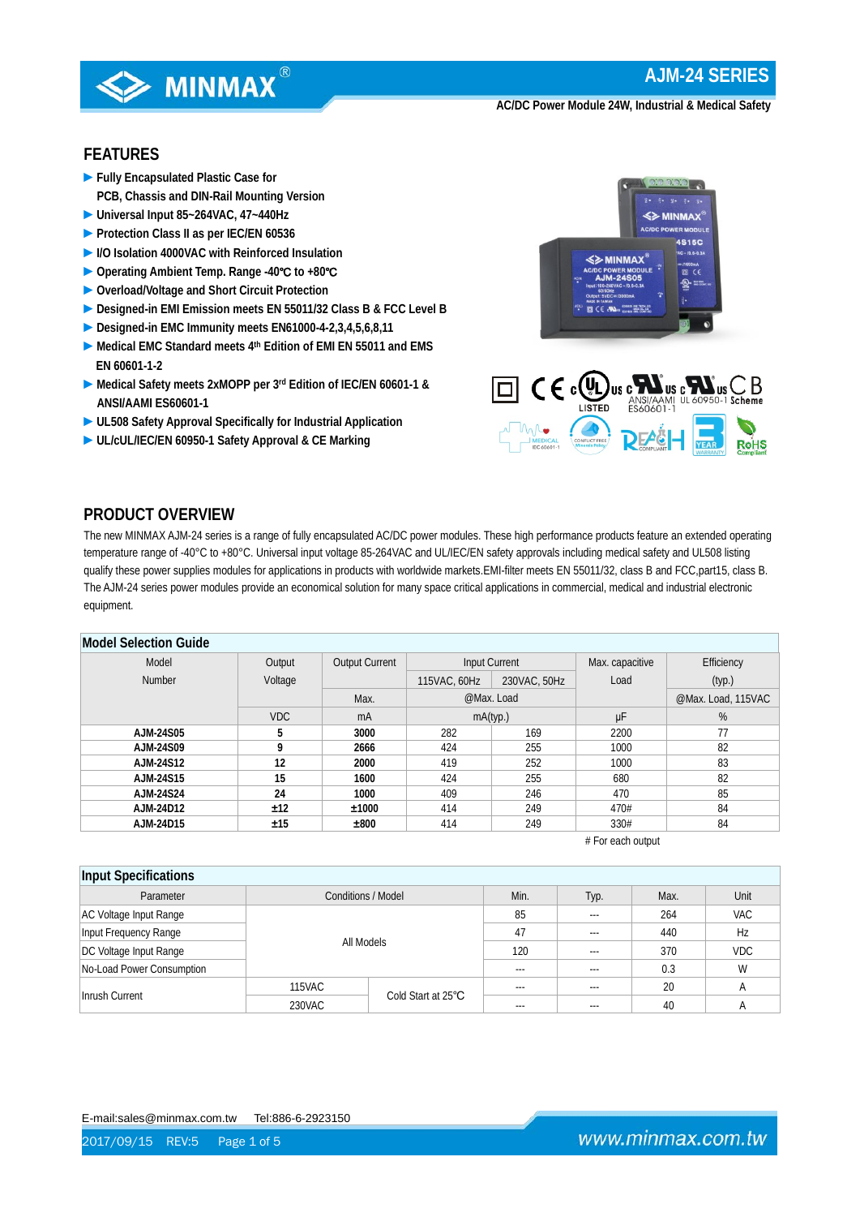# AJM-24 SERIES

AC/DC Power Module 24W, Industrial & Medical Safety

## FEATURES

- Fully Encapsulated Plastic Case for PCB, Chassis and DIN-Rail Mounting Version
- Universal Input 85~264VAC, 47~440Hz
- Protection Class II as per IEC/EN 60536
- I/O Isolation 4000VAC with Reinforced Insulation
- Operating Ambient Temp. Range -40℃ to +80℃
- Overload/Voltage and Short Circuit Protection
- Designed-in EMI Emission meets EN 55011/32 Class B & FCC Level B
- Designed-in EMC Immunity meets EN61000-4-2,3,4,5,6,8,11
- Medical EMC Standard meets 4th Edition of EMI EN 55011 and EMS EN 60601-1-2
- Medical Safety meets 2xMOPP per 3rd Edition of IEC/EN 60601-1 & ANSI/AAMI ES60601-1
- UL508 Safety Approval Specifically for Industrial Application
- UL/cUL/IEC/EN 60950-1 Safety Approval & CE Marking

## PRODUCT OVERVIEW

The new MINMAX AJM-24 series is a range of fully encapsulated AC/DC power modules. These high performance products feature an extended operating temperature range of -40°C to +80°C. Universal input voltage 85-264VAC and UL/IEC/EN safety approvals including medical safety and UL508 listing qualify these power supplies modules for applications in products with worldwide markets.EMI-filter meets EN 55011/32, class B and FCC,part15, class B. The AJM-24 series power modules provide an economical solution for many space critical applications in commercial, medical and industrial electronic equipment.

### Model Selection Guide

| Model Number | Output Voltage | Output Current | Input Current | | Max. capacitive Load | Efficiency (typ.) |
|---|---|---|---|---|---|---|
| | | | 115VAC, 60Hz | 230VAC, 50Hz | | |
| | | Max. | @Max. Load | | | @Max. Load, 115VAC |
| | VDC | mA | mA(typ.) | | μF | % |
| **AJM-24S05** | **5** | **3000** | 282 | 169 | 2200 | 77 |
| **AJM-24S09** | **9** | **2666** | 424 | 255 | 1000 | 82 |
| **AJM-24S12** | **12** | **2000** | 419 | 252 | 1000 | 83 |
| **AJM-24S15** | **15** | **1600** | 424 | 255 | 680 | 82 |
| **AJM-24S24** | **24** | **1000** | 409 | 246 | 470 | 85 |
| **AJM-24D12** | **±12** | **±1000** | 414 | 249 | 470# | 84 |
| **AJM-24D15** | **±15** | **±800** | 414 | 249 | 330# | 84 |

# For each output

### Input Specifications

| Parameter | Conditions / Model | | Min. | Typ. | Max. | Unit |
|---|---|---|---|---|---|---|
| AC Voltage Input Range | All Models | | 85 | --- | 264 | VAC |
| Input Frequency Range | | | 47 | --- | 440 | Hz |
| DC Voltage Input Range | | | 120 | --- | 370 | VDC |
| No-Load Power Consumption | | | --- | --- | 0.3 | W |
| Inrush Current | 115VAC | Cold Start at 25℃ | --- | --- | 20 | A |
| | 230VAC | | --- | --- | 40 | A |

E-mail:sales@minmax.com.tw Tel:886-6-2923150

2017/09/15 REV:5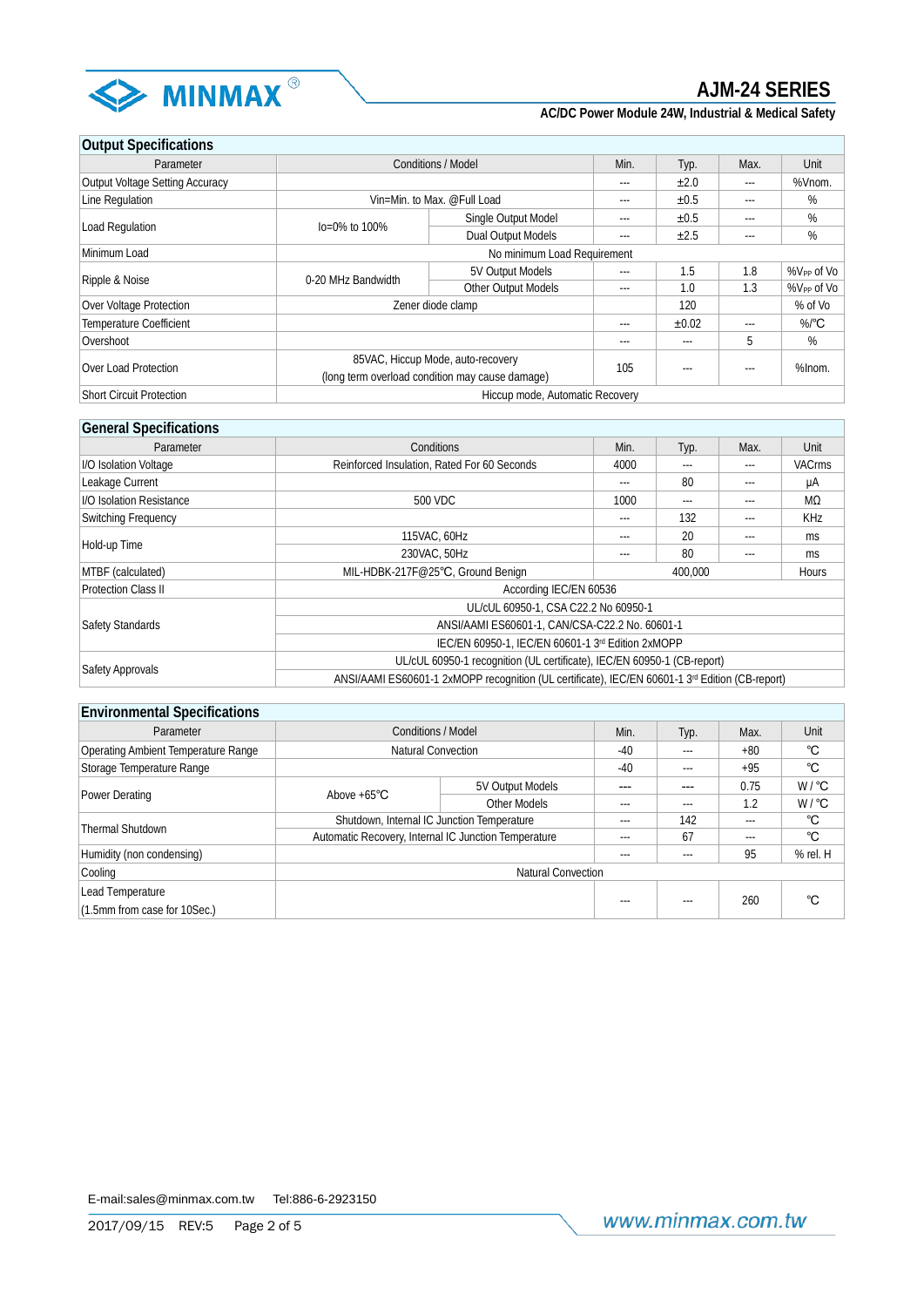## Output Specifications

| Parameter | Conditions / Model | | Min. | Typ. | Max. | Unit |
|---|---|---|---|---|---|---|
| Output Voltage Setting Accuracy | | | --- | ±2.0 | --- | %Vnom. |
| Line Regulation | Vin=Min. to Max. @Full Load | | --- | ±0.5 | --- | % |
| Load Regulation | Io=0% to 100% | Single Output Model | --- | ±0.5 | --- | % |
| | | Dual Output Models | --- | ±2.5 | --- | % |
| Minimum Load | No minimum Load Requirement | | | | | |
| Ripple & Noise | 0-20 MHz Bandwidth | 5V Output Models | --- | 1.5 | 1.8 | $\%V_{PP}$ of Vo |
| | | Other Output Models | --- | 1.0 | 1.3 | $\%V_{PP}$ of Vo |
| Over Voltage Protection | Zener diode clamp | | | 120 | | % of Vo |
| Temperature Coefficient | | | --- | ±0.02 | --- | %/℃ |
| Overshoot | | | --- | --- | 5 | % |
| Over Load Protection | 85VAC, Hiccup Mode, auto-recovery (long term overload condition may cause damage) | | 105 | --- | --- | %Inom. |
| Short Circuit Protection | Hiccup mode, Automatic Recovery | | | | | |

## General Specifications

| Parameter | Conditions | Min. | Typ. | Max. | Unit |
|---|---|---|---|---|---|
| I/O Isolation Voltage | Reinforced Insulation, Rated For 60 Seconds | 4000 | --- | --- | VACrms |
| Leakage Current | | --- | 80 | --- | μA |
| I/O Isolation Resistance | 500 VDC | 1000 | --- | --- | MΩ |
| Switching Frequency | | --- | 132 | --- | KHz |
| Hold-up Time | 115VAC, 60Hz | --- | 20 | --- | ms |
| | 230VAC, 50Hz | --- | 80 | --- | ms |
| MTBF (calculated) | MIL-HDBK-217F@25℃, Ground Benign | 400,000 | | | Hours |
| Protection Class II | According IEC/EN 60536 | | | | |
| Safety Standards | UL/cUL 60950-1, CSA C22.2 No 60950-1 | | | | |
| | ANSI/AAMI ES60601-1, CAN/CSA-C22.2 No. 60601-1 | | | | |
| | IEC/EN 60950-1, IEC/EN 60601-1 3rd Edition 2xMOPP | | | | |
| Safety Approvals | UL/cUL 60950-1 recognition (UL certificate), IEC/EN 60950-1 (CB-report) | | | | |
| | ANSI/AAMI ES60601-1 2xMOPP recognition (UL certificate), IEC/EN 60601-1 3rd Edition (CB-report) | | | | |

## Environmental Specifications

| Parameter | Conditions / Model | | Min. | Typ. | Max. | Unit |
|---|---|---|---|---|---|---|
| Operating Ambient Temperature Range | Natural Convection | | -40 | --- | +80 | ℃ |
| Storage Temperature Range | | | -40 | --- | +95 | ℃ |
| Power Derating | Above +65℃ | 5V Output Models | --- | --- | 0.75 | W / ℃ |
| | | Other Models | --- | --- | 1.2 | W / ℃ |
| Thermal Shutdown | Shutdown, Internal IC Junction Temperature | | --- | 142 | --- | ℃ |
| | Automatic Recovery, Internal IC Junction Temperature | | --- | 67 | --- | ℃ |
| Humidity (non condensing) | | | --- | --- | 95 | % rel. H |
| Cooling | Natural Convection | | | | | |
| Lead Temperature (1.5mm from case for 10Sec.) | | | --- | --- | 260 | ℃ |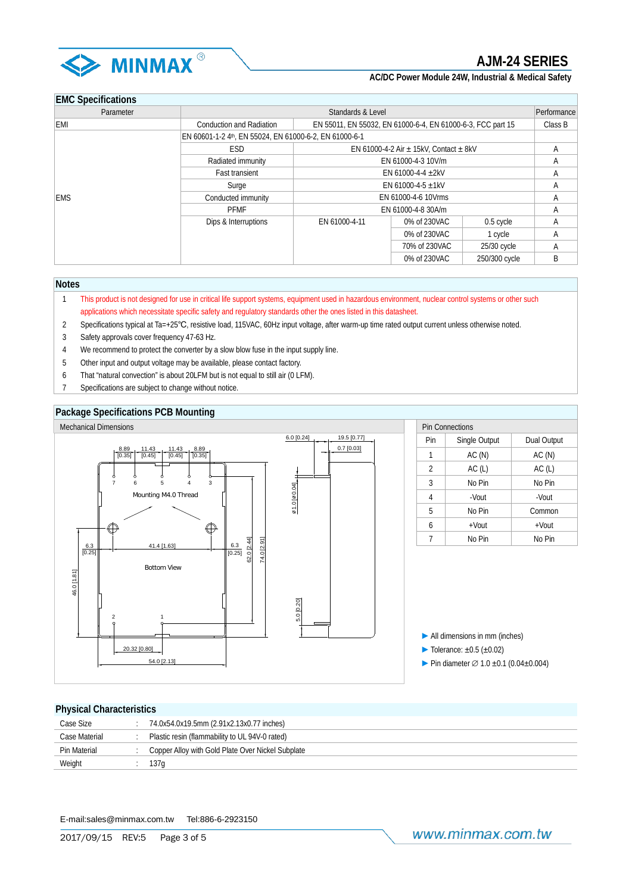## EMC Specifications

| Parameter | Standards & Level | | | | Performance |
|---|---|---|---|---|---|
| EMI | Conduction and Radiation | EN 55011, EN 55032, EN 61000-6-4, EN 61000-6-3, FCC part 15 | | | Class B |
| EMS | EN 60601-1-2 4th, EN 55024, EN 61000-6-2, EN 61000-6-1 | | | | |
| | ESD | EN 61000-4-2 Air ± 15kV, Contact ± 8kV | | | A |
| | Radiated immunity | EN 61000-4-3 10V/m | | | A |
| | Fast transient | EN 61000-4-4 ±2kV | | | A |
| | Surge | EN 61000-4-5 ±1kV | | | A |
| | Conducted immunity | EN 61000-4-6 10Vrms | | | A |
| | PFMF | EN 61000-4-8 30A/m | | | A |
| | Dips & Interruptions | EN 61000-4-11 | 0% of 230VAC | 0.5 cycle | A |
| | | | 0% of 230VAC | 1 cycle | A |
| | | | 70% of 230VAC | 25/30 cycle | A |
| | | | 0% of 230VAC | 250/300 cycle | B |

## Notes

1. This product is not designed for use in critical life support systems, equipment used in hazardous environment, nuclear control systems or other such applications which necessitate specific safety and regulatory standards other the ones listed in this datasheet.
2. Specifications typical at Ta=+25℃, resistive load, 115VAC, 60Hz input voltage, after warm-up time rated output current unless otherwise noted.
3. Safety approvals cover frequency 47-63 Hz.
4. We recommend to protect the converter by a slow blow fuse in the input supply line.
5. Other input and output voltage may be available, please contact factory.
6. That "natural convection" is about 20LFM but is not equal to still air (0 LFM).
7. Specifications are subject to change without notice.

## Package Specifications PCB Mounting

### Mechanical Dimensions

Bottom View. Mounting M4.0 Thread. Dimensions: 8.89 [0.35], 11.43 [0.45], 11.43 [0.45], 8.89 [0.35], 6.3 [0.25], 41.4 [1.63], 6.3 [0.25], 62.0 [2.44], 74.0 [2.91], 46.0 [1.81], 20.32 [0.80], 54.0 [2.13], 6.0 [0.24], 19.5 [0.77], 0.7 [0.03], ⌀1.0 [⌀0.04], 5.0 [0.20]

### Pin Connections

| Pin | Single Output | Dual Output |
|---|---|---|
| 1 | AC (N) | AC (N) |
| 2 | AC (L) | AC (L) |
| 3 | No Pin | No Pin |
| 4 | -Vout | -Vout |
| 5 | No Pin | Common |
| 6 | +Vout | +Vout |
| 7 | No Pin | No Pin |

- All dimensions in mm (inches)
- Tolerance: ±0.5 (±0.02)
- Pin diameter ∅ 1.0 ±0.1 (0.04±0.004)

## Physical Characteristics

| | | |
|---|---|---|
| Case Size | : | 74.0x54.0x19.5mm (2.91x2.13x0.77 inches) |
| Case Material | : | Plastic resin (flammability to UL 94V-0 rated) |
| Pin Material | : | Copper Alloy with Gold Plate Over Nickel Subplate |
| Weight | : | 137g |

E-mail:sales@minmax.com.tw Tel:886-6-2923150

2017/09/15 REV:5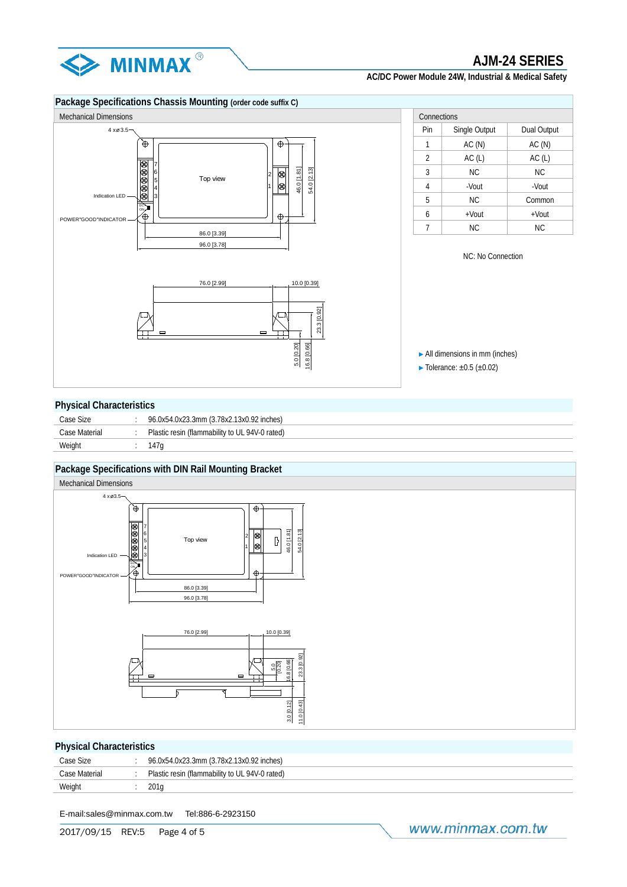## Package Specifications Chassis Mounting (order code suffix C)

Mechanical Dimensions

4 xø3.5

Top view

Indication LED

POWER"GOOD"INDICATOR

86.0 [3.39]

96.0 [3.78]

46.0 [1.81]

54.0 [2.13]

76.0 [2.99]

10.0 [0.39]

23.3 [0.92]

5.0 [0.20]

16.8 [0.66]

Connections

| Pin | Single Output | Dual Output |
|---|---|---|
| 1 | AC (N) | AC (N) |
| 2 | AC (L) | AC (L) |
| 3 | NC | NC |
| 4 | -Vout | -Vout |
| 5 | NC | Common |
| 6 | +Vout | +Vout |
| 7 | NC | NC |

NC: No Connection

- All dimensions in mm (inches)
- Tolerance: ±0.5 (±0.02)

## Physical Characteristics

| | | |
|---|---|---|
| Case Size | : | 96.0x54.0x23.3mm (3.78x2.13x0.92 inches) |
| Case Material | : | Plastic resin (flammability to UL 94V-0 rated) |
| Weight | : | 147g |

## Package Specifications with DIN Rail Mounting Bracket

Mechanical Dimensions

4 xø3.5

Top view

Indication LED

POWER"GOOD"INDICATOR

86.0 [3.39]

96.0 [3.78]

46.0 [1.81]

54.0 [2.13]

76.0 [2.99]

10.0 [0.39]

5.0 [0.20]

16.8 [0.66]

23.3 [0.92]

3.0 [0.12]

11.0 [0.43]

## Physical Characteristics

| | | |
|---|---|---|
| Case Size | : | 96.0x54.0x23.3mm (3.78x2.13x0.92 inches) |
| Case Material | : | Plastic resin (flammability to UL 94V-0 rated) |
| Weight | : | 201g |

E-mail:sales@minmax.com.tw    Tel:886-6-2923150

2017/09/15 REV:5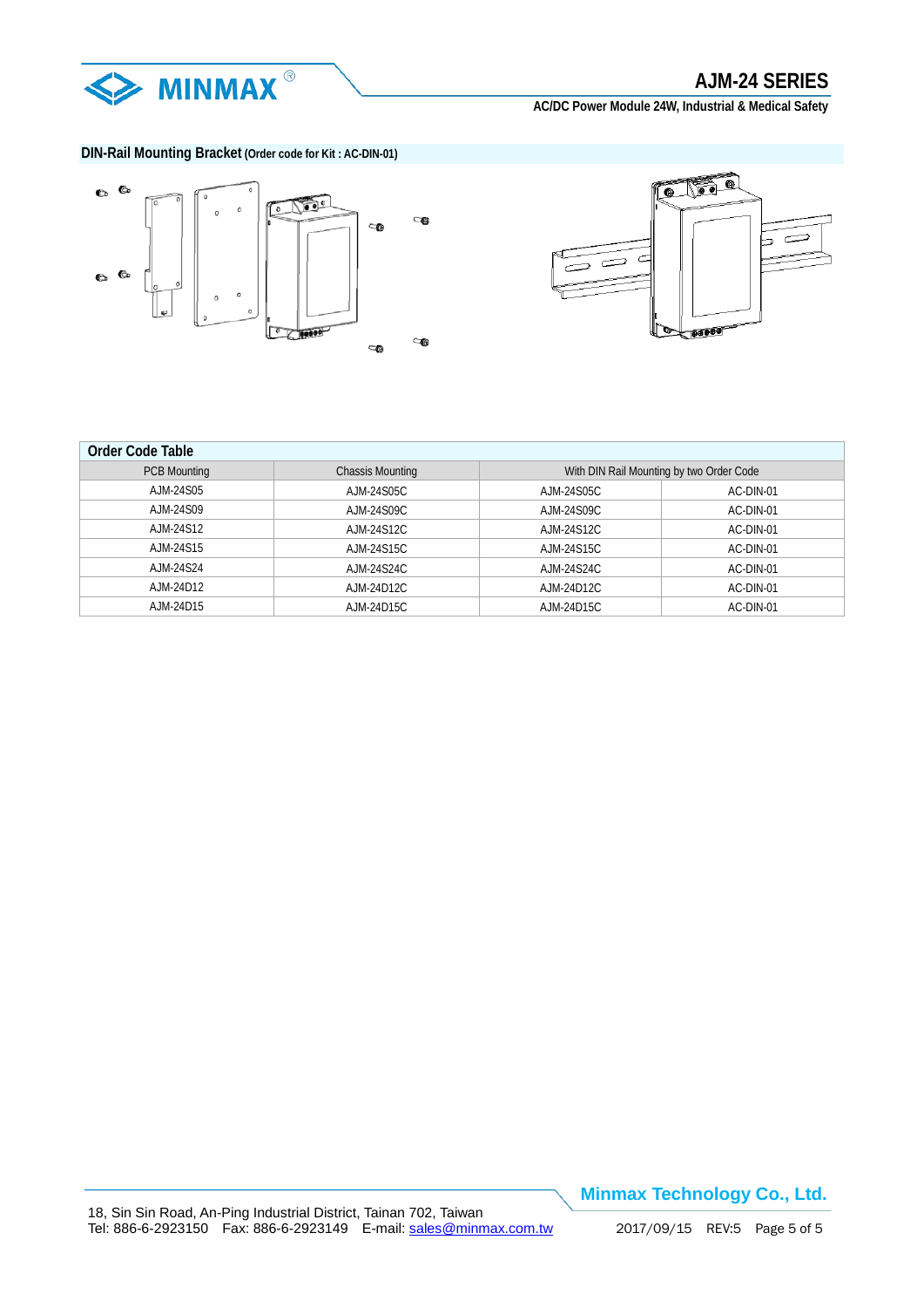## DIN-Rail Mounting Bracket (Order code for Kit : AC-DIN-01)

## Order Code Table

| PCB Mounting | Chassis Mounting | With DIN Rail Mounting by two Order Code | |
|---|---|---|---|
| AJM-24S05 | AJM-24S05C | AJM-24S05C | AC-DIN-01 |
| AJM-24S09 | AJM-24S09C | AJM-24S09C | AC-DIN-01 |
| AJM-24S12 | AJM-24S12C | AJM-24S12C | AC-DIN-01 |
| AJM-24S15 | AJM-24S15C | AJM-24S15C | AC-DIN-01 |
| AJM-24S24 | AJM-24S24C | AJM-24S24C | AC-DIN-01 |
| AJM-24D12 | AJM-24D12C | AJM-24D12C | AC-DIN-01 |
| AJM-24D15 | AJM-24D15C | AJM-24D15C | AC-DIN-01 |